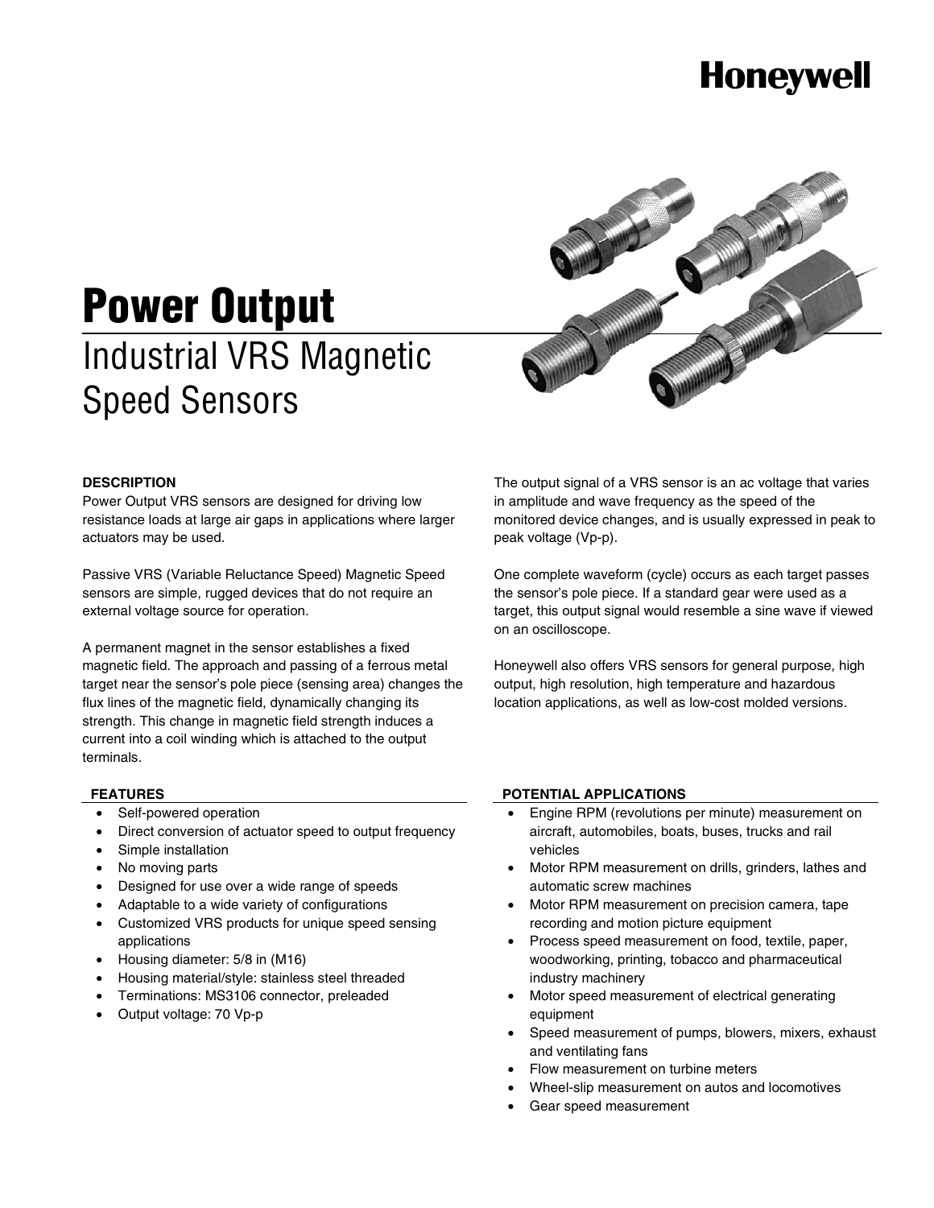Honeywell

# Power Output

## Industrial VRS Magnetic Speed Sensors

### DESCRIPTION

Power Output VRS sensors are designed for driving low resistance loads at large air gaps in applications where larger actuators may be used.

Passive VRS (Variable Reluctance Speed) Magnetic Speed sensors are simple, rugged devices that do not require an external voltage source for operation.

A permanent magnet in the sensor establishes a fixed magnetic field. The approach and passing of a ferrous metal target near the sensor's pole piece (sensing area) changes the flux lines of the magnetic field, dynamically changing its strength. This change in magnetic field strength induces a current into a coil winding which is attached to the output terminals.

The output signal of a VRS sensor is an ac voltage that varies in amplitude and wave frequency as the speed of the monitored device changes, and is usually expressed in peak to peak voltage (Vp-p).

One complete waveform (cycle) occurs as each target passes the sensor's pole piece. If a standard gear were used as a target, this output signal would resemble a sine wave if viewed on an oscilloscope.

Honeywell also offers VRS sensors for general purpose, high output, high resolution, high temperature and hazardous location applications, as well as low-cost molded versions.

### FEATURES

- Self-powered operation
- Direct conversion of actuator speed to output frequency
- Simple installation
- No moving parts
- Designed for use over a wide range of speeds
- Adaptable to a wide variety of configurations
- Customized VRS products for unique speed sensing applications
- Housing diameter: 5/8 in (M16)
- Housing material/style: stainless steel threaded
- Terminations: MS3106 connector, preleaded
- Output voltage: 70 Vp-p

### POTENTIAL APPLICATIONS

- Engine RPM (revolutions per minute) measurement on aircraft, automobiles, boats, buses, trucks and rail vehicles
- Motor RPM measurement on drills, grinders, lathes and automatic screw machines
- Motor RPM measurement on precision camera, tape recording and motion picture equipment
- Process speed measurement on food, textile, paper, woodworking, printing, tobacco and pharmaceutical industry machinery
- Motor speed measurement of electrical generating equipment
- Speed measurement of pumps, blowers, mixers, exhaust and ventilating fans
- Flow measurement on turbine meters
- Wheel-slip measurement on autos and locomotives
- Gear speed measurement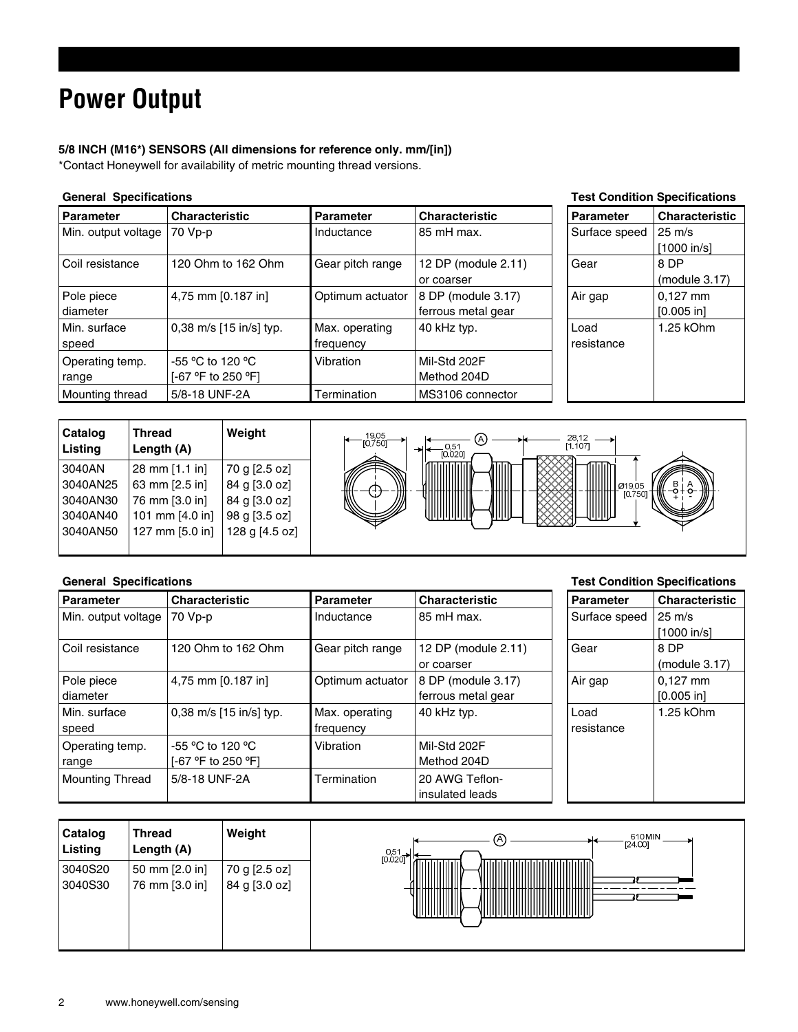# Power Output

**5/8 INCH (M16*) SENSORS (All dimensions for reference only. mm/[in])**

*Contact Honeywell for availability of metric mounting thread versions.

**General Specifications**

| Parameter | Characteristic | Parameter | Characteristic |
|---|---|---|---|
| Min. output voltage | 70 Vp-p | Inductance | 85 mH max. |
| Coil resistance | 120 Ohm to 162 Ohm | Gear pitch range | 12 DP (module 2.11) or coarser |
| Pole piece diameter | 4,75 mm [0.187 in] | Optimum actuator | 8 DP (module 3.17) ferrous metal gear |
| Min. surface speed | 0,38 m/s [15 in/s] typ. | Max. operating frequency | 40 kHz typ. |
| Operating temp. range | -55 ºC to 120 ºC [-67 ºF to 250 ºF] | Vibration | Mil-Std 202F Method 204D |
| Mounting thread | 5/8-18 UNF-2A | Termination | MS3106 connector |

**Test Condition Specifications**

| Parameter | Characteristic |
|---|---|
| Surface speed | 25 m/s [1000 in/s] |
| Gear | 8 DP (module 3.17) |
| Air gap | 0,127 mm [0.005 in] |
| Load resistance | 1.25 kOhm |

| Catalog Listing | Thread Length (A) | Weight |
|---|---|---|
| 3040AN | 28 mm [1.1 in] | 70 g [2.5 oz] |
| 3040AN25 | 63 mm [2.5 in] | 84 g [3.0 oz] |
| 3040AN30 | 76 mm [3.0 in] | 84 g [3.0 oz] |
| 3040AN40 | 101 mm [4.0 in] | 98 g [3.5 oz] |
| 3040AN50 | 127 mm [5.0 in] | 128 g [4.5 oz] |

19,05 [0.750] 0,51 [0.020] A 28,12 [1.107] Ø19,05 [0.750] B A + -

**General Specifications**

| Parameter | Characteristic | Parameter | Characteristic |
|---|---|---|---|
| Min. output voltage | 70 Vp-p | Inductance | 85 mH max. |
| Coil resistance | 120 Ohm to 162 Ohm | Gear pitch range | 12 DP (module 2.11) or coarser |
| Pole piece diameter | 4,75 mm [0.187 in] | Optimum actuator | 8 DP (module 3.17) ferrous metal gear |
| Min. surface speed | 0,38 m/s [15 in/s] typ. | Max. operating frequency | 40 kHz typ. |
| Operating temp. range | -55 ºC to 120 ºC [-67 ºF to 250 ºF] | Vibration | Mil-Std 202F Method 204D |
| Mounting Thread | 5/8-18 UNF-2A | Termination | 20 AWG Teflon-insulated leads |

**Test Condition Specifications**

| Parameter | Characteristic |
|---|---|
| Surface speed | 25 m/s [1000 in/s] |
| Gear | 8 DP (module 3.17) |
| Air gap | 0,127 mm [0.005 in] |
| Load resistance | 1.25 kOhm |

| Catalog Listing | Thread Length (A) | Weight |
|---|---|---|
| 3040S20 | 50 mm [2.0 in] | 70 g [2.5 oz] |
| 3040S30 | 76 mm [3.0 in] | 84 g [3.0 oz] |

0,51 [0.020] A 610 MIN [24.00]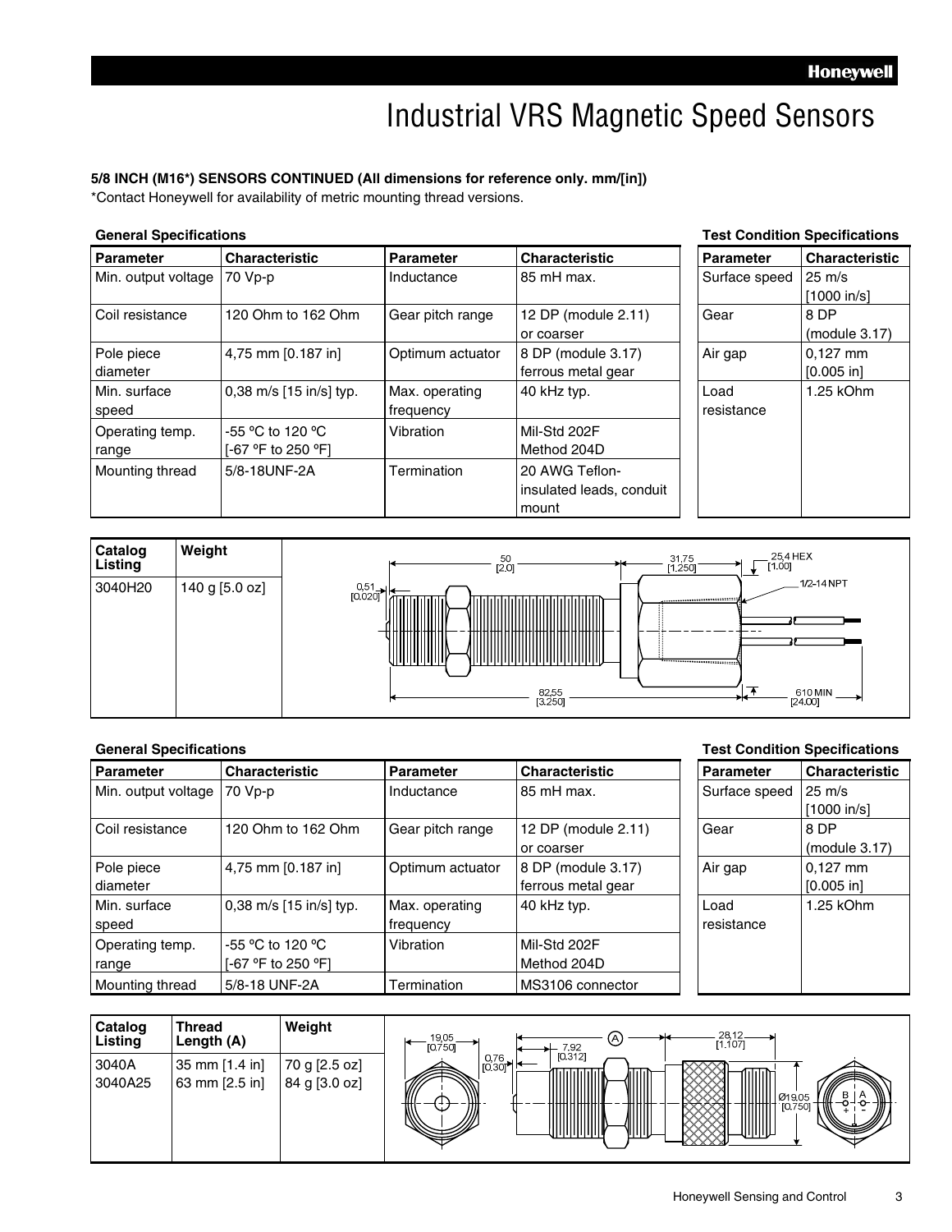# Industrial VRS Magnetic Speed Sensors

**5/8 INCH (M16*) SENSORS CONTINUED (All dimensions for reference only. mm/[in])**

*Contact Honeywell for availability of metric mounting thread versions.

**General Specifications**

| Parameter | Characteristic | Parameter | Characteristic |
|---|---|---|---|
| Min. output voltage | 70 Vp-p | Inductance | 85 mH max. |
| Coil resistance | 120 Ohm to 162 Ohm | Gear pitch range | 12 DP (module 2.11) or coarser |
| Pole piece diameter | 4,75 mm [0.187 in] | Optimum actuator | 8 DP (module 3.17) ferrous metal gear |
| Min. surface speed | 0,38 m/s [15 in/s] typ. | Max. operating frequency | 40 kHz typ. |
| Operating temp. range | -55 ºC to 120 ºC [-67 ºF to 250 ºF] | Vibration | Mil-Std 202F Method 204D |
| Mounting thread | 5/8-18UNF-2A | Termination | 20 AWG Teflon-insulated leads, conduit mount |

**Test Condition Specifications**

| Parameter | Characteristic |
|---|---|
| Surface speed | 25 m/s [1000 in/s] |
| Gear | 8 DP (module 3.17) |
| Air gap | 0,127 mm [0.005 in] |
| Load resistance | 1.25 kOhm |

| Catalog Listing | Weight |
|---|---|
| 3040H20 | 140 g [5.0 oz] |

50 [2.0] · 31,75 [1.250] · 25,4 HEX [1.00] · 1/2-14 NPT · 0,51 [0.020] · 82,55 [3.250] · 610 MIN [24.00]

**General Specifications**

| Parameter | Characteristic | Parameter | Characteristic |
|---|---|---|---|
| Min. output voltage | 70 Vp-p | Inductance | 85 mH max. |
| Coil resistance | 120 Ohm to 162 Ohm | Gear pitch range | 12 DP (module 2.11) or coarser |
| Pole piece diameter | 4,75 mm [0.187 in] | Optimum actuator | 8 DP (module 3.17) ferrous metal gear |
| Min. surface speed | 0,38 m/s [15 in/s] typ. | Max. operating frequency | 40 kHz typ. |
| Operating temp. range | -55 ºC to 120 ºC [-67 ºF to 250 ºF] | Vibration | Mil-Std 202F Method 204D |
| Mounting thread | 5/8-18 UNF-2A | Termination | MS3106 connector |

**Test Condition Specifications**

| Parameter | Characteristic |
|---|---|
| Surface speed | 25 m/s [1000 in/s] |
| Gear | 8 DP (module 3.17) |
| Air gap | 0,127 mm [0.005 in] |
| Load resistance | 1.25 kOhm |

| Catalog Listing | Thread Length (A) | Weight |
|---|---|---|
| 3040A | 35 mm [1.4 in] | 70 g [2.5 oz] |
| 3040A25 | 63 mm [2.5 in] | 84 g [3.0 oz] |

19,05 [0.750] · 0,76 [0.30] · 7,92 [0.312] · A · 28,12 [1.107] · Ø19,05 [0.750] · B A + −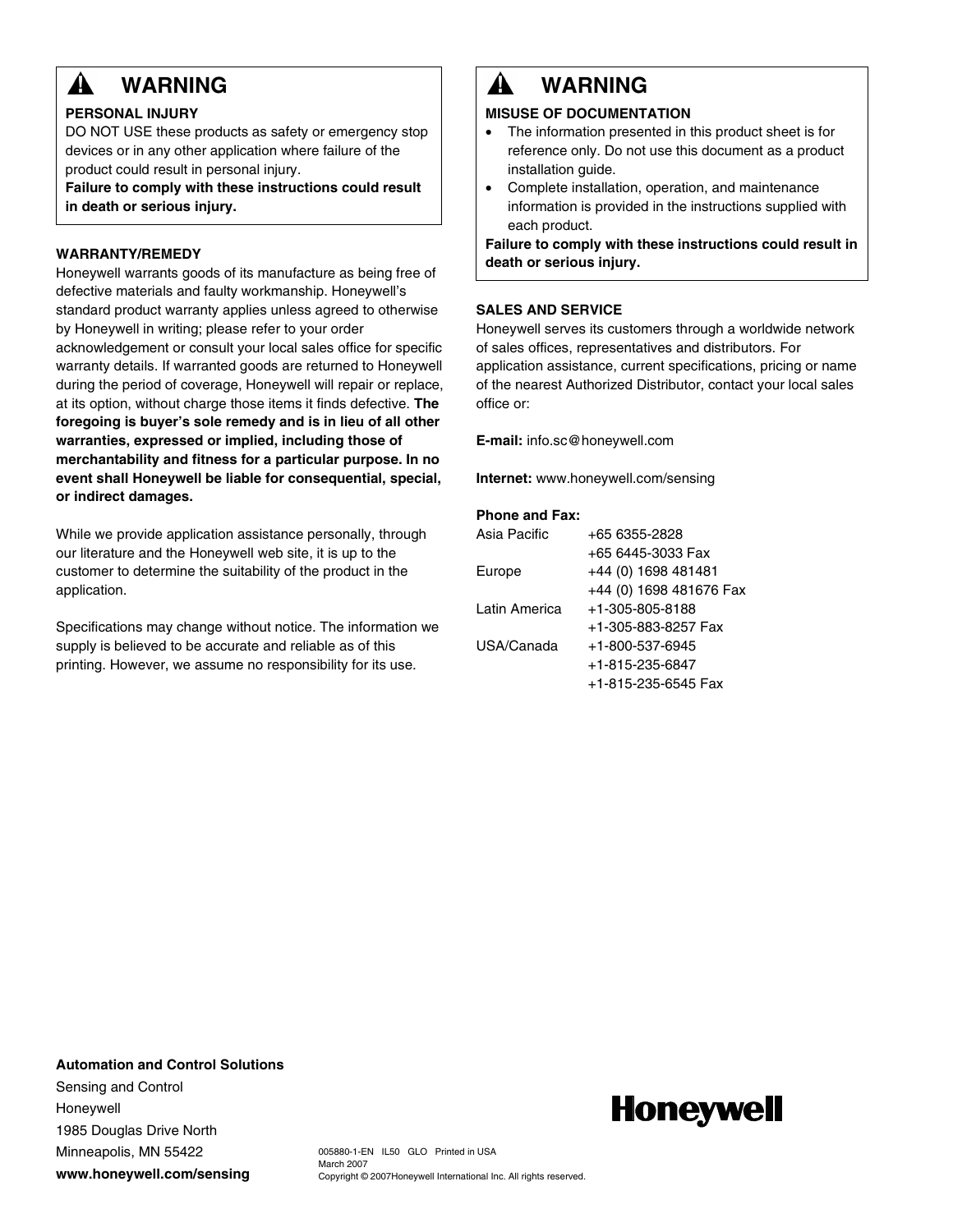## ⚠ WARNING

**PERSONAL INJURY**

DO NOT USE these products as safety or emergency stop devices or in any other application where failure of the product could result in personal injury.

**Failure to comply with these instructions could result in death or serious injury.**

**WARRANTY/REMEDY**

Honeywell warrants goods of its manufacture as being free of defective materials and faulty workmanship. Honeywell's standard product warranty applies unless agreed to otherwise by Honeywell in writing; please refer to your order acknowledgement or consult your local sales office for specific warranty details. If warranted goods are returned to Honeywell during the period of coverage, Honeywell will repair or replace, at its option, without charge those items it finds defective. **The foregoing is buyer's sole remedy and is in lieu of all other warranties, expressed or implied, including those of merchantability and fitness for a particular purpose. In no event shall Honeywell be liable for consequential, special, or indirect damages.**

While we provide application assistance personally, through our literature and the Honeywell web site, it is up to the customer to determine the suitability of the product in the application.

Specifications may change without notice. The information we supply is believed to be accurate and reliable as of this printing. However, we assume no responsibility for its use.

## ⚠ WARNING

**MISUSE OF DOCUMENTATION**

- The information presented in this product sheet is for reference only. Do not use this document as a product installation guide.
- Complete installation, operation, and maintenance information is provided in the instructions supplied with each product.

**Failure to comply with these instructions could result in death or serious injury.**

**SALES AND SERVICE**

Honeywell serves its customers through a worldwide network of sales offices, representatives and distributors. For application assistance, current specifications, pricing or name of the nearest Authorized Distributor, contact your local sales office or:

**E-mail:** info.sc@honeywell.com

**Internet:** www.honeywell.com/sensing

**Phone and Fax:**

| | |
|---|---|
| Asia Pacific | +65 6355-2828 |
| | +65 6445-3033 Fax |
| Europe | +44 (0) 1698 481481 |
| | +44 (0) 1698 481676 Fax |
| Latin America | +1-305-805-8188 |
| | +1-305-883-8257 Fax |
| USA/Canada | +1-800-537-6945 |
| | +1-815-235-6847 |
| | +1-815-235-6545 Fax |

**Automation and Control Solutions**
Sensing and Control
Honeywell
1985 Douglas Drive North
Minneapolis, MN 55422
**www.honeywell.com/sensing**

005880-1-EN IL50 GLO Printed in USA
March 2007
Copyright © 2007Honeywell International Inc. All rights reserved.

**Honeywell**